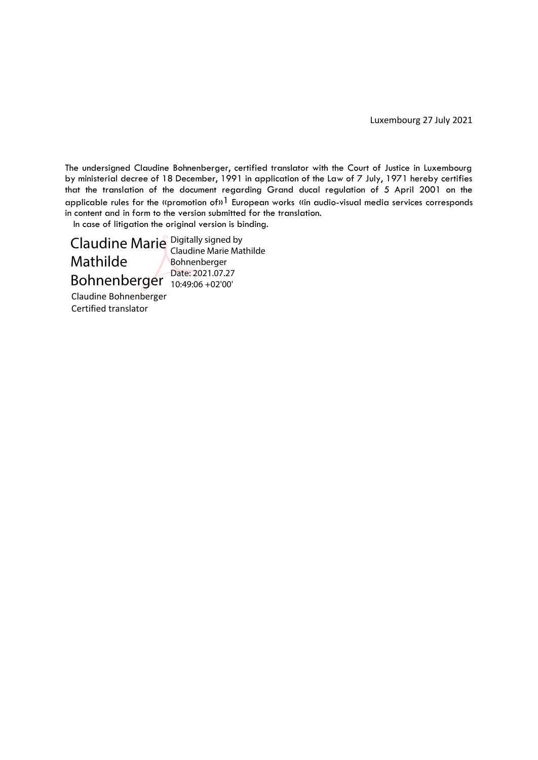Luxembourg 27 July 2021

The undersigned Claudine Bohnenberger, certified translator with the Court of Justice in Luxembourg by ministerial decree of 18 December, 1991 in application of the Law of 7 July, 1971 hereby certifies that the translation of the document regarding Grand ducal regulation of 5 April 2001 on the applicable rules for the «promotion of»[1] European works «in audio-visual media services corresponds in content and in form to the version submitted for the translation.

In case of litigation the original version is binding.

Claudine Marie Mathilde Bohnenberger

Digitally signed by Claudine Marie Mathilde Bohnenberger
Date: 2021.07.27 10:49:06 +02'00'

Claudine Bohnenberger
Certified translator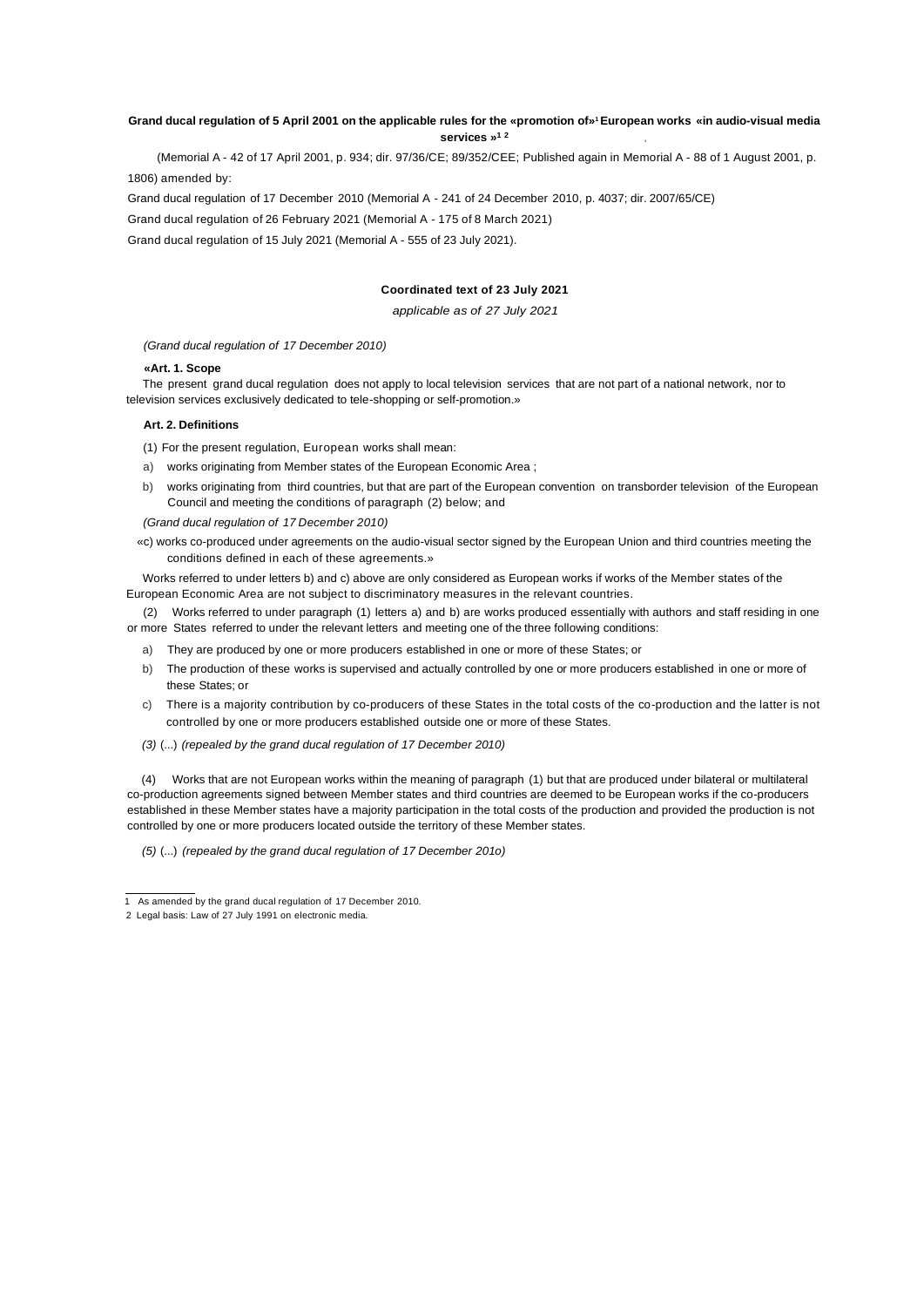# Grand ducal regulation of 5 April 2001 on the applicable rules for the «promotion of»[1] European works «in audio-visual media services »[1] [2]

(Memorial A - 42 of 17 April 2001, p. 934; dir. 97/36/CE; 89/352/CEE; Published again in Memorial A - 88 of 1 August 2001, p. 1806) amended by:

Grand ducal regulation of 17 December 2010 (Memorial A - 241 of 24 December 2010, p. 4037; dir. 2007/65/CE)

Grand ducal regulation of 26 February 2021 (Memorial A - 175 of 8 March 2021)

Grand ducal regulation of 15 July 2021 (Memorial A - 555 of 23 July 2021).

**Coordinated text of 23 July 2021**

*applicable as of 27 July 2021*

*(Grand ducal regulation of 17 December 2010)*

**«Art. 1. Scope**

The present grand ducal regulation does not apply to local television services that are not part of a national network, nor to television services exclusively dedicated to tele-shopping or self-promotion.»

**Art. 2. Definitions**

(1) For the present regulation, European works shall mean:

a) works originating from Member states of the European Economic Area ;

b) works originating from third countries, but that are part of the European convention on transborder television of the European Council and meeting the conditions of paragraph (2) below; and

*(Grand ducal regulation of 17 December 2010)*

«c) works co-produced under agreements on the audio-visual sector signed by the European Union and third countries meeting the conditions defined in each of these agreements.»

Works referred to under letters b) and c) above are only considered as European works if works of the Member states of the European Economic Area are not subject to discriminatory measures in the relevant countries.

(2) Works referred to under paragraph (1) letters a) and b) are works produced essentially with authors and staff residing in one or more States referred to under the relevant letters and meeting one of the three following conditions:

a) They are produced by one or more producers established in one or more of these States; or

b) The production of these works is supervised and actually controlled by one or more producers established in one or more of these States; or

c) There is a majority contribution by co-producers of these States in the total costs of the co-production and the latter is not controlled by one or more producers established outside one or more of these States.

*(3)* (...) *(repealed by the grand ducal regulation of 17 December 2010)*

(4) Works that are not European works within the meaning of paragraph (1) but that are produced under bilateral or multilateral co-production agreements signed between Member states and third countries are deemed to be European works if the co-producers established in these Member states have a majority participation in the total costs of the production and provided the production is not controlled by one or more producers located outside the territory of these Member states.

*(5)* (...) *(repealed by the grand ducal regulation of 17 December 201o)*

---

1 As amended by the grand ducal regulation of 17 December 2010.

2 Legal basis: Law of 27 July 1991 on electronic media.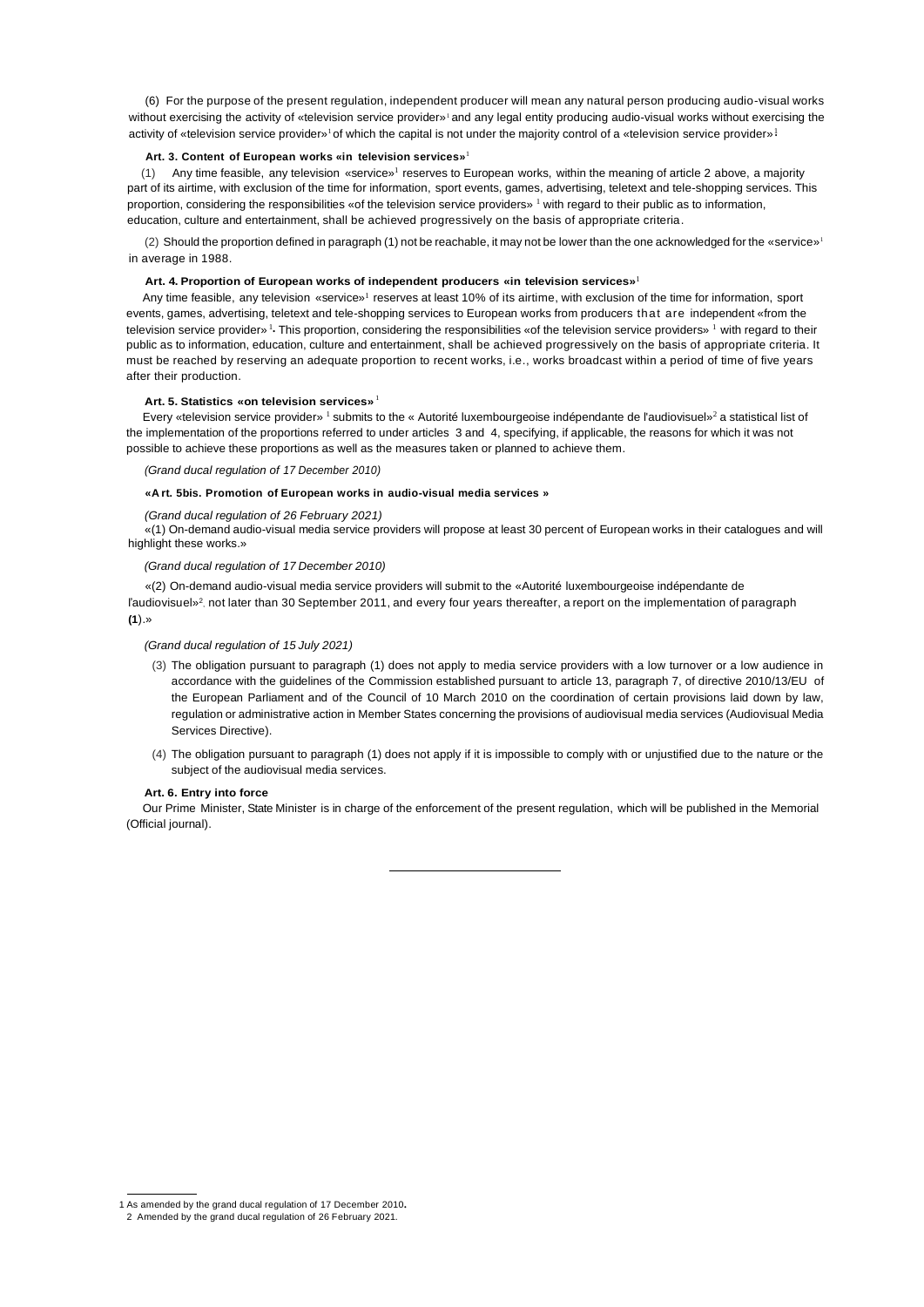(6) For the purpose of the present regulation, independent producer will mean any natural person producing audio-visual works without exercising the activity of «television service provider»[1] and any legal entity producing audio-visual works without exercising the activity of «television service provider»[1] of which the capital is not under the majority control of a «television service provider»[1]

**Art. 3. Content of European works «in television services»**[1]

(1) Any time feasible, any television «service»[1] reserves to European works, within the meaning of article 2 above, a majority part of its airtime, with exclusion of the time for information, sport events, games, advertising, teletext and tele-shopping services. This proportion, considering the responsibilities «of the television service providers» [1] with regard to their public as to information, education, culture and entertainment, shall be achieved progressively on the basis of appropriate criteria.

(2) Should the proportion defined in paragraph (1) not be reachable, it may not be lower than the one acknowledged for the «service»[1] in average in 1988.

**Art. 4. Proportion of European works of independent producers «in television services»**[1]

Any time feasible, any television «service»[1] reserves at least 10% of its airtime, with exclusion of the time for information, sport events, games, advertising, teletext and tele-shopping services to European works from producers that are independent «from the television service provider» [1]. This proportion, considering the responsibilities «of the television service providers» [1] with regard to their public as to information, education, culture and entertainment, shall be achieved progressively on the basis of appropriate criteria. It must be reached by reserving an adequate proportion to recent works, i.e., works broadcast within a period of time of five years after their production.

**Art. 5. Statistics «on television services»** [1]

Every «television service provider» [1] submits to the « Autorité luxembourgeoise indépendante de l'audiovisuel»[2] a statistical list of the implementation of the proportions referred to under articles 3 and 4, specifying, if applicable, the reasons for which it was not possible to achieve these proportions as well as the measures taken or planned to achieve them.

*(Grand ducal regulation of 17 December 2010)*

**«Art. 5bis. Promotion of European works in audio-visual media services »**

*(Grand ducal regulation of 26 February 2021)*

«(1) On-demand audio-visual media service providers will propose at least 30 percent of European works in their catalogues and will highlight these works.»

*(Grand ducal regulation of 17 December 2010)*

«(2) On-demand audio-visual media service providers will submit to the «Autorité luxembourgeoise indépendante de l'audiovisuel»[2], not later than 30 September 2011, and every four years thereafter, a report on the implementation of paragraph **(1)**.»

*(Grand ducal regulation of 15 July 2021)*

(3) The obligation pursuant to paragraph (1) does not apply to media service providers with a low turnover or a low audience in accordance with the guidelines of the Commission established pursuant to article 13, paragraph 7, of directive 2010/13/EU of the European Parliament and of the Council of 10 March 2010 on the coordination of certain provisions laid down by law, regulation or administrative action in Member States concerning the provisions of audiovisual media services (Audiovisual Media Services Directive).

(4) The obligation pursuant to paragraph (1) does not apply if it is impossible to comply with or unjustified due to the nature or the subject of the audiovisual media services.

**Art. 6. Entry into force**

Our Prime Minister, State Minister is in charge of the enforcement of the present regulation, which will be published in the Memorial (Official journal).

---

1 As amended by the grand ducal regulation of 17 December 2010.

2 Amended by the grand ducal regulation of 26 February 2021.